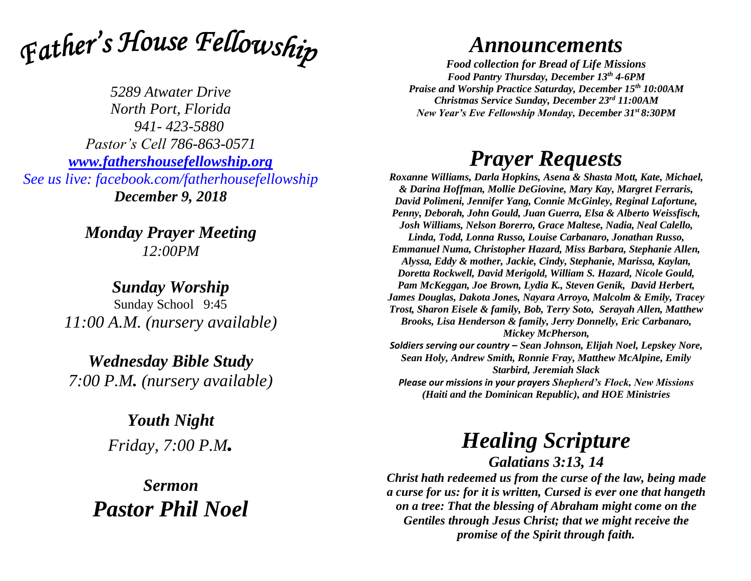# *Father's House Fellowship*

*5289 Atwater Drive*
*North Port, Florida*
*941- 423-5880*
*Pastor's Cell 786-863-0571*
*[www.fathershousefellowship.org](http://www.fathershousefellowship.org)*
*See us live: facebook.com/fatherhousefellowship*
***December 9, 2018***

***Monday Prayer Meeting***
*12:00PM*

***Sunday Worship***
Sunday School 9:45
*11:00 A.M. (nursery available)*

***Wednesday Bible Study***
*7:00 P.M. (nursery available)*

***Youth Night***
*Friday, 7:00 P.M.*

***Sermon***
***Pastor Phil Noel***

# *Announcements*

***Food collection for Bread of Life Missions***
***Food Pantry Thursday, December 13th 4-6PM***
***Praise and Worship Practice Saturday, December 15th 10:00AM***
***Christmas Service Sunday, December 23rd 11:00AM***
***New Year's Eve Fellowship Monday, December 31st 8:30PM***

# *Prayer Requests*

***Roxanne Williams, Darla Hopkins, Asena & Shasta Mott, Kate, Michael, & Darina Hoffman, Mollie DeGiovine, Mary Kay, Margret Ferraris, David Polimeni, Jennifer Yang, Connie McGinley, Reginal Lafortune, Penny, Deborah, John Gould, Juan Guerra, Elsa & Alberto Weissfisch, Josh Williams, Nelson Borerro, Grace Maltese, Nadia, Neal Calello, Linda, Todd, Lonna Russo, Louise Carbanaro, Jonathan Russo, Emmanuel Numa, Christopher Hazard, Miss Barbara, Stephanie Allen, Alyssa, Eddy & mother, Jackie, Cindy, Stephanie, Marissa, Kaylan, Doretta Rockwell, David Merigold, William S. Hazard, Nicole Gould, Pam McKeggan, Joe Brown, Lydia K., Steven Genik, David Herbert, James Douglas, Dakota Jones, Nayara Arroyo, Malcolm & Emily, Tracey Trost, Sharon Eisele & family, Bob, Terry Soto, Serayah Allen, Matthew Brooks, Lisa Henderson & family, Jerry Donnelly, Eric Carbanaro, Mickey McPherson,***

***Soldiers serving our country – Sean Johnson, Elijah Noel, Lepskey Nore, Sean Holy, Andrew Smith, Ronnie Fray, Matthew McAlpine, Emily Starbird, Jeremiah Slack***

***Please our missions in your prayers Shepherd's Flock, New Missions (Haiti and the Dominican Republic), and HOE Ministries***

# *Healing Scripture*

***Galatians 3:13, 14***

***Christ hath redeemed us from the curse of the law, being made a curse for us: for it is written, Cursed is ever one that hangeth on a tree: That the blessing of Abraham might come on the Gentiles through Jesus Christ; that we might receive the promise of the Spirit through faith.***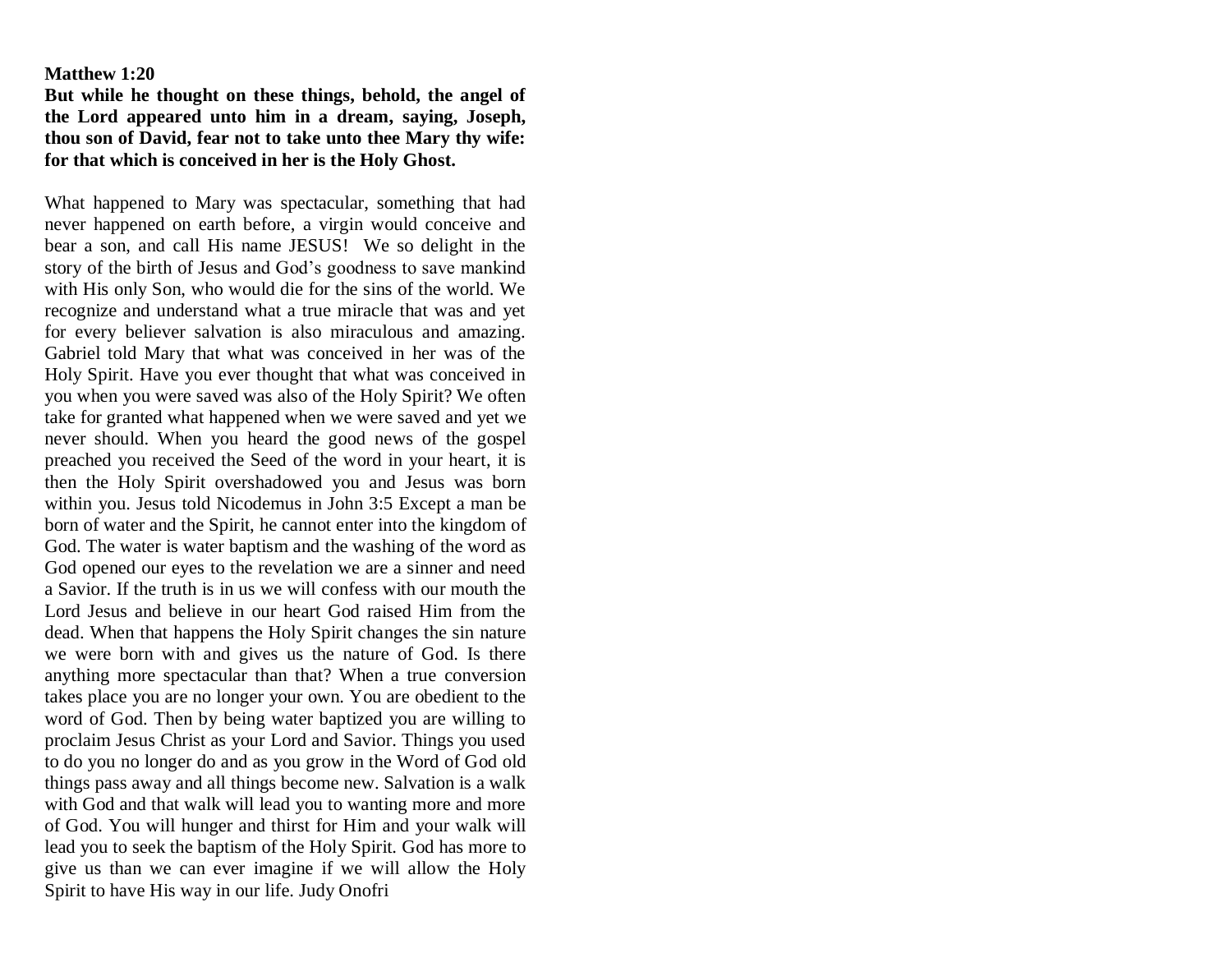**Matthew 1:20**
**But while he thought on these things, behold, the angel of the Lord appeared unto him in a dream, saying, Joseph, thou son of David, fear not to take unto thee Mary thy wife: for that which is conceived in her is the Holy Ghost.**

What happened to Mary was spectacular, something that had never happened on earth before, a virgin would conceive and bear a son, and call His name JESUS! We so delight in the story of the birth of Jesus and God's goodness to save mankind with His only Son, who would die for the sins of the world. We recognize and understand what a true miracle that was and yet for every believer salvation is also miraculous and amazing. Gabriel told Mary that what was conceived in her was of the Holy Spirit. Have you ever thought that what was conceived in you when you were saved was also of the Holy Spirit? We often take for granted what happened when we were saved and yet we never should. When you heard the good news of the gospel preached you received the Seed of the word in your heart, it is then the Holy Spirit overshadowed you and Jesus was born within you. Jesus told Nicodemus in John 3:5 Except a man be born of water and the Spirit, he cannot enter into the kingdom of God. The water is water baptism and the washing of the word as God opened our eyes to the revelation we are a sinner and need a Savior. If the truth is in us we will confess with our mouth the Lord Jesus and believe in our heart God raised Him from the dead. When that happens the Holy Spirit changes the sin nature we were born with and gives us the nature of God. Is there anything more spectacular than that? When a true conversion takes place you are no longer your own. You are obedient to the word of God. Then by being water baptized you are willing to proclaim Jesus Christ as your Lord and Savior. Things you used to do you no longer do and as you grow in the Word of God old things pass away and all things become new. Salvation is a walk with God and that walk will lead you to wanting more and more of God. You will hunger and thirst for Him and your walk will lead you to seek the baptism of the Holy Spirit. God has more to give us than we can ever imagine if we will allow the Holy Spirit to have His way in our life. Judy Onofri